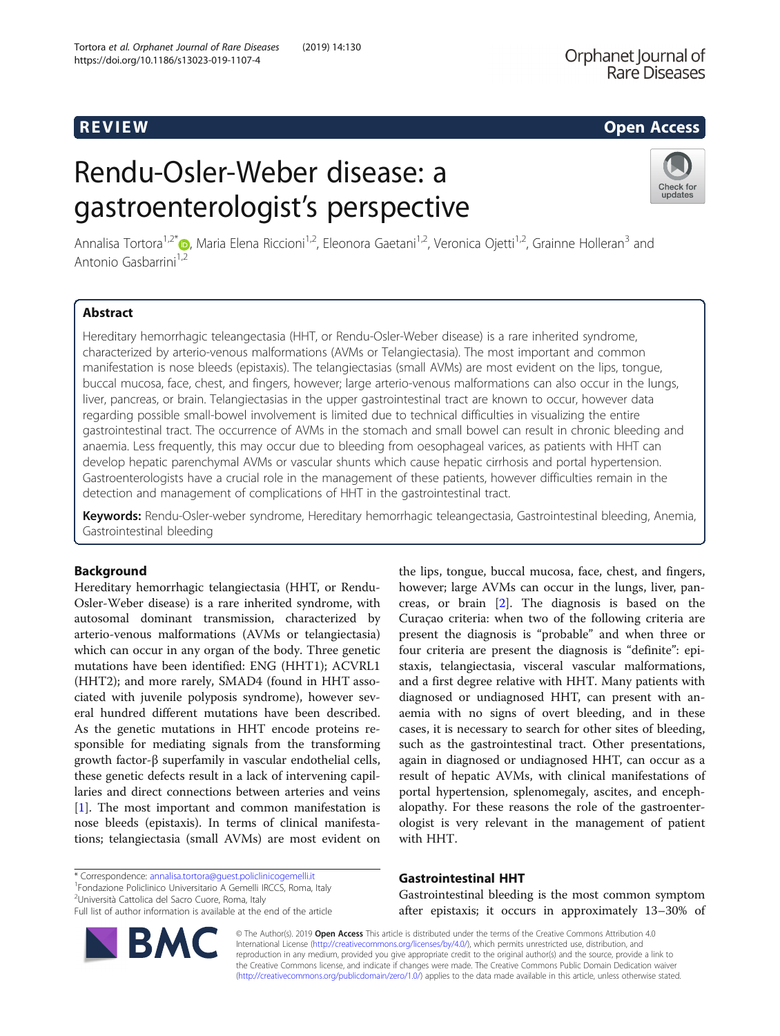REVIEW

Open Access

# Rendu-Osler-Weber disease: a gastroenterologist's perspective

Annalisa Tortora[1,2*], Maria Elena Riccioni[1,2], Eleonora Gaetani[1,2], Veronica Ojetti[1,2], Grainne Holleran[3] and Antonio Gasbarrini[1,2]

## Abstract

Hereditary hemorrhagic teleangectasia (HHT, or Rendu-Osler-Weber disease) is a rare inherited syndrome, characterized by arterio-venous malformations (AVMs or Telangiectasia). The most important and common manifestation is nose bleeds (epistaxis). The telangiectasias (small AVMs) are most evident on the lips, tongue, buccal mucosa, face, chest, and fingers, however; large arterio-venous malformations can also occur in the lungs, liver, pancreas, or brain. Telangiectasias in the upper gastrointestinal tract are known to occur, however data regarding possible small-bowel involvement is limited due to technical difficulties in visualizing the entire gastrointestinal tract. The occurrence of AVMs in the stomach and small bowel can result in chronic bleeding and anaemia. Less frequently, this may occur due to bleeding from oesophageal varices, as patients with HHT can develop hepatic parenchymal AVMs or vascular shunts which cause hepatic cirrhosis and portal hypertension. Gastroenterologists have a crucial role in the management of these patients, however difficulties remain in the detection and management of complications of HHT in the gastrointestinal tract.

**Keywords:** Rendu-Osler-weber syndrome, Hereditary hemorrhagic teleangectasia, Gastrointestinal bleeding, Anemia, Gastrointestinal bleeding

## Background

Hereditary hemorrhagic telangiectasia (HHT, or Rendu-Osler-Weber disease) is a rare inherited syndrome, with autosomal dominant transmission, characterized by arterio-venous malformations (AVMs or telangiectasia) which can occur in any organ of the body. Three genetic mutations have been identified: ENG (HHT1); ACVRL1 (HHT2); and more rarely, SMAD4 (found in HHT associated with juvenile polyposis syndrome), however several hundred different mutations have been described. As the genetic mutations in HHT encode proteins responsible for mediating signals from the transforming growth factor-β superfamily in vascular endothelial cells, these genetic defects result in a lack of intervening capillaries and direct connections between arteries and veins [1]. The most important and common manifestation is nose bleeds (epistaxis). In terms of clinical manifestations; telangiectasia (small AVMs) are most evident on the lips, tongue, buccal mucosa, face, chest, and fingers, however; large AVMs can occur in the lungs, liver, pancreas, or brain [2]. The diagnosis is based on the Curaçao criteria: when two of the following criteria are present the diagnosis is "probable" and when three or four criteria are present the diagnosis is "definite": epistaxis, telangiectasia, visceral vascular malformations, and a first degree relative with HHT. Many patients with diagnosed or undiagnosed HHT, can present with anaemia with no signs of overt bleeding, and in these cases, it is necessary to search for other sites of bleeding, such as the gastrointestinal tract. Other presentations, again in diagnosed or undiagnosed HHT, can occur as a result of hepatic AVMs, with clinical manifestations of portal hypertension, splenomegaly, ascites, and encephalopathy. For these reasons the role of the gastroenterologist is very relevant in the management of patient with HHT.

## Gastrointestinal HHT

Gastrointestinal bleeding is the most common symptom after epistaxis; it occurs in approximately 13–30% of

* Correspondence: annalisa.tortora@guest.policlinicogemelli.it
[1]Fondazione Policlinico Universitario A Gemelli IRCCS, Roma, Italy
[2]Università Cattolica del Sacro Cuore, Roma, Italy
Full list of author information is available at the end of the article

© The Author(s). 2019 **Open Access** This article is distributed under the terms of the Creative Commons Attribution 4.0 International License (http://creativecommons.org/licenses/by/4.0/), which permits unrestricted use, distribution, and reproduction in any medium, provided you give appropriate credit to the original author(s) and the source, provide a link to the Creative Commons license, and indicate if changes were made. The Creative Commons Public Domain Dedication waiver (http://creativecommons.org/publicdomain/zero/1.0/) applies to the data made available in this article, unless otherwise stated.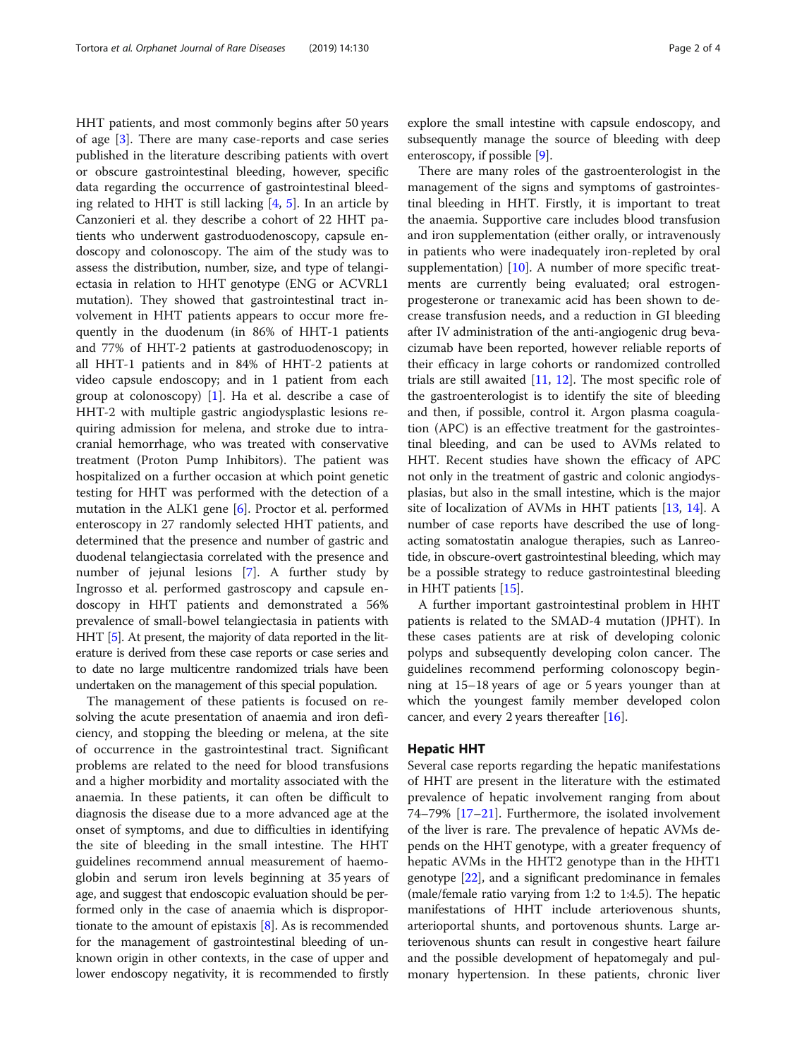HHT patients, and most commonly begins after 50 years of age [3]. There are many case-reports and case series published in the literature describing patients with overt or obscure gastrointestinal bleeding, however, specific data regarding the occurrence of gastrointestinal bleeding related to HHT is still lacking [4, 5]. In an article by Canzonieri et al. they describe a cohort of 22 HHT patients who underwent gastroduodenoscopy, capsule endoscopy and colonoscopy. The aim of the study was to assess the distribution, number, size, and type of telangiectasia in relation to HHT genotype (ENG or ACVRL1 mutation). They showed that gastrointestinal tract involvement in HHT patients appears to occur more frequently in the duodenum (in 86% of HHT-1 patients and 77% of HHT-2 patients at gastroduodenoscopy; in all HHT-1 patients and in 84% of HHT-2 patients at video capsule endoscopy; and in 1 patient from each group at colonoscopy) [1]. Ha et al. describe a case of HHT-2 with multiple gastric angiodysplastic lesions requiring admission for melena, and stroke due to intracranial hemorrhage, who was treated with conservative treatment (Proton Pump Inhibitors). The patient was hospitalized on a further occasion at which point genetic testing for HHT was performed with the detection of a mutation in the ALK1 gene [6]. Proctor et al. performed enteroscopy in 27 randomly selected HHT patients, and determined that the presence and number of gastric and duodenal telangiectasia correlated with the presence and number of jejunal lesions [7]. A further study by Ingrosso et al. performed gastroscopy and capsule endoscopy in HHT patients and demonstrated a 56% prevalence of small-bowel telangiectasia in patients with HHT [5]. At present, the majority of data reported in the literature is derived from these case reports or case series and to date no large multicentre randomized trials have been undertaken on the management of this special population.

The management of these patients is focused on resolving the acute presentation of anaemia and iron deficiency, and stopping the bleeding or melena, at the site of occurrence in the gastrointestinal tract. Significant problems are related to the need for blood transfusions and a higher morbidity and mortality associated with the anaemia. In these patients, it can often be difficult to diagnosis the disease due to a more advanced age at the onset of symptoms, and due to difficulties in identifying the site of bleeding in the small intestine. The HHT guidelines recommend annual measurement of haemoglobin and serum iron levels beginning at 35 years of age, and suggest that endoscopic evaluation should be performed only in the case of anaemia which is disproportionate to the amount of epistaxis [8]. As is recommended for the management of gastrointestinal bleeding of unknown origin in other contexts, in the case of upper and lower endoscopy negativity, it is recommended to firstly explore the small intestine with capsule endoscopy, and subsequently manage the source of bleeding with deep enteroscopy, if possible [9].

There are many roles of the gastroenterologist in the management of the signs and symptoms of gastrointestinal bleeding in HHT. Firstly, it is important to treat the anaemia. Supportive care includes blood transfusion and iron supplementation (either orally, or intravenously in patients who were inadequately iron-repleted by oral supplementation) [10]. A number of more specific treatments are currently being evaluated; oral estrogen-progesterone or tranexamic acid has been shown to decrease transfusion needs, and a reduction in GI bleeding after IV administration of the anti-angiogenic drug bevacizumab have been reported, however reliable reports of their efficacy in large cohorts or randomized controlled trials are still awaited [11, 12]. The most specific role of the gastroenterologist is to identify the site of bleeding and then, if possible, control it. Argon plasma coagulation (APC) is an effective treatment for the gastrointestinal bleeding, and can be used to AVMs related to HHT. Recent studies have shown the efficacy of APC not only in the treatment of gastric and colonic angiodysplasias, but also in the small intestine, which is the major site of localization of AVMs in HHT patients [13, 14]. A number of case reports have described the use of long-acting somatostatin analogue therapies, such as Lanreotide, in obscure-overt gastrointestinal bleeding, which may be a possible strategy to reduce gastrointestinal bleeding in HHT patients [15].

A further important gastrointestinal problem in HHT patients is related to the SMAD-4 mutation (JPHT). In these cases patients are at risk of developing colonic polyps and subsequently developing colon cancer. The guidelines recommend performing colonoscopy beginning at 15–18 years of age or 5 years younger than at which the youngest family member developed colon cancer, and every 2 years thereafter [16].

## Hepatic HHT

Several case reports regarding the hepatic manifestations of HHT are present in the literature with the estimated prevalence of hepatic involvement ranging from about 74–79% [17–21]. Furthermore, the isolated involvement of the liver is rare. The prevalence of hepatic AVMs depends on the HHT genotype, with a greater frequency of hepatic AVMs in the HHT2 genotype than in the HHT1 genotype [22], and a significant predominance in females (male/female ratio varying from 1:2 to 1:4.5). The hepatic manifestations of HHT include arteriovenous shunts, arterioportal shunts, and portovenous shunts. Large arteriovenous shunts can result in congestive heart failure and the possible development of hepatomegaly and pulmonary hypertension. In these patients, chronic liver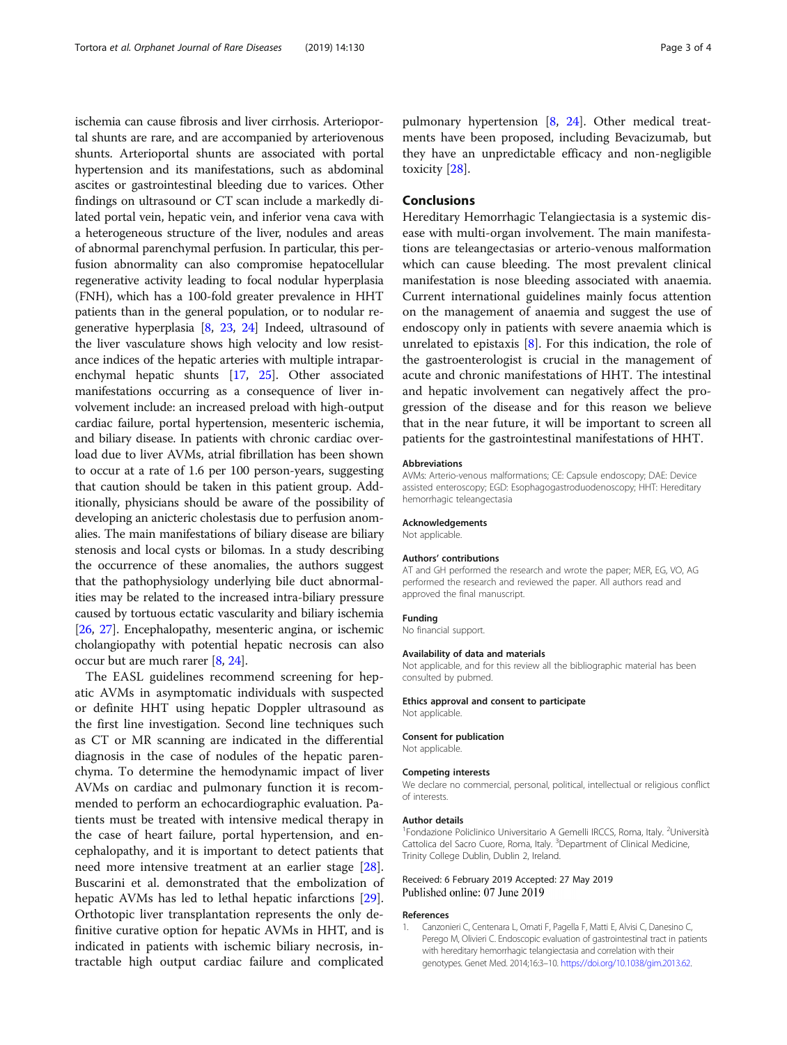ischemia can cause fibrosis and liver cirrhosis. Arterioportal shunts are rare, and are accompanied by arteriovenous shunts. Arterioportal shunts are associated with portal hypertension and its manifestations, such as abdominal ascites or gastrointestinal bleeding due to varices. Other findings on ultrasound or CT scan include a markedly dilated portal vein, hepatic vein, and inferior vena cava with a heterogeneous structure of the liver, nodules and areas of abnormal parenchymal perfusion. In particular, this perfusion abnormality can also compromise hepatocellular regenerative activity leading to focal nodular hyperplasia (FNH), which has a 100-fold greater prevalence in HHT patients than in the general population, or to nodular regenerative hyperplasia [8, 23, 24] Indeed, ultrasound of the liver vasculature shows high velocity and low resistance indices of the hepatic arteries with multiple intraparenchymal hepatic shunts [17, 25]. Other associated manifestations occurring as a consequence of liver involvement include: an increased preload with high-output cardiac failure, portal hypertension, mesenteric ischemia, and biliary disease. In patients with chronic cardiac overload due to liver AVMs, atrial fibrillation has been shown to occur at a rate of 1.6 per 100 person-years, suggesting that caution should be taken in this patient group. Additionally, physicians should be aware of the possibility of developing an anicteric cholestasis due to perfusion anomalies. The main manifestations of biliary disease are biliary stenosis and local cysts or bilomas. In a study describing the occurrence of these anomalies, the authors suggest that the pathophysiology underlying bile duct abnormalities may be related to the increased intra-biliary pressure caused by tortuous ectatic vascularity and biliary ischemia [26, 27]. Encephalopathy, mesenteric angina, or ischemic cholangiopathy with potential hepatic necrosis can also occur but are much rarer [8, 24].

The EASL guidelines recommend screening for hepatic AVMs in asymptomatic individuals with suspected or definite HHT using hepatic Doppler ultrasound as the first line investigation. Second line techniques such as CT or MR scanning are indicated in the differential diagnosis in the case of nodules of the hepatic parenchyma. To determine the hemodynamic impact of liver AVMs on cardiac and pulmonary function it is recommended to perform an echocardiographic evaluation. Patients must be treated with intensive medical therapy in the case of heart failure, portal hypertension, and encephalopathy, and it is important to detect patients that need more intensive treatment at an earlier stage [28]. Buscarini et al. demonstrated that the embolization of hepatic AVMs has led to lethal hepatic infarctions [29]. Orthotopic liver transplantation represents the only definitive curative option for hepatic AVMs in HHT, and is indicated in patients with ischemic biliary necrosis, intractable high output cardiac failure and complicated pulmonary hypertension [8, 24]. Other medical treatments have been proposed, including Bevacizumab, but they have an unpredictable efficacy and non-negligible toxicity [28].

## Conclusions

Hereditary Hemorrhagic Telangiectasia is a systemic disease with multi-organ involvement. The main manifestations are teleangectasias or arterio-venous malformation which can cause bleeding. The most prevalent clinical manifestation is nose bleeding associated with anaemia. Current international guidelines mainly focus attention on the management of anaemia and suggest the use of endoscopy only in patients with severe anaemia which is unrelated to epistaxis [8]. For this indication, the role of the gastroenterologist is crucial in the management of acute and chronic manifestations of HHT. The intestinal and hepatic involvement can negatively affect the progression of the disease and for this reason we believe that in the near future, it will be important to screen all patients for the gastrointestinal manifestations of HHT.

### Abbreviations

AVMs: Arterio-venous malformations; CE: Capsule endoscopy; DAE: Device assisted enteroscopy; EGD: Esophagogastroduodenoscopy; HHT: Hereditary hemorrhagic teleangectasia

### Acknowledgements

Not applicable.

### Authors' contributions

AT and GH performed the research and wrote the paper; MER, EG, VO, AG performed the research and reviewed the paper. All authors read and approved the final manuscript.

### Funding

No financial support.

### Availability of data and materials

Not applicable, and for this review all the bibliographic material has been consulted by pubmed.

### Ethics approval and consent to participate

Not applicable.

### Consent for publication

Not applicable.

### Competing interests

We declare no commercial, personal, political, intellectual or religious conflict of interests.

### Author details

[1]Fondazione Policlinico Universitario A Gemelli IRCCS, Roma, Italy. [2]Università Cattolica del Sacro Cuore, Roma, Italy. [3]Department of Clinical Medicine, Trinity College Dublin, Dublin 2, Ireland.

Received: 6 February 2019 Accepted: 27 May 2019
Published online: 07 June 2019

### References

1. Canzonieri C, Centenara L, Ornati F, Pagella F, Matti E, Alvisi C, Danesino C, Perego M, Olivieri C. Endoscopic evaluation of gastrointestinal tract in patients with hereditary hemorrhagic telangiectasia and correlation with their genotypes. Genet Med. 2014;16:3–10. https://doi.org/10.1038/gim.2013.62.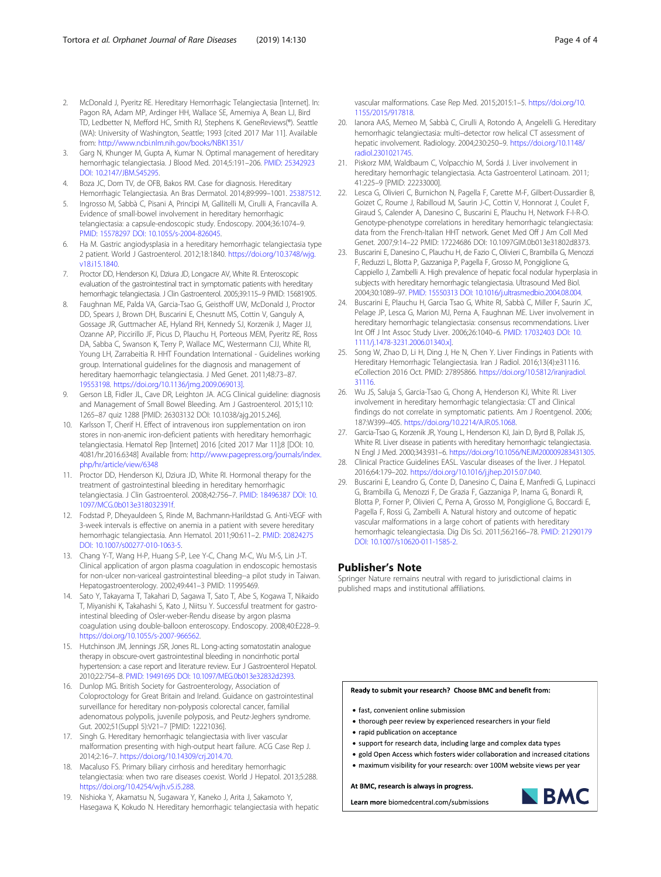2. McDonald J, Pyeritz RE. Hereditary Hemorrhagic Telangiectasia [Internet]. In: Pagon RA, Adam MP, Ardinger HH, Wallace SE, Amemiya A, Bean LJ, Bird TD, Ledbetter N, Mefford HC, Smith RJ, Stephens K. GeneReviews(®). Seattle (WA): University of Washington, Seattle; 1993 [cited 2017 Mar 11]. Available from: http://www.ncbi.nlm.nih.gov/books/NBK1351/
3. Garg N, Khunger M, Gupta A, Kumar N. Optimal management of hereditary hemorrhagic telangiectasia. J Blood Med. 2014;5:191–206. PMID: 25342923 DOI: 10.2147/JBM.S45295.
4. Boza JC, Dorn TV, de OFB, Bakos RM. Case for diagnosis. Hereditary Hemorrhagic Telangiectasia. An Bras Dermatol. 2014;89:999–1001. 25387512.
5. Ingrosso M, Sabbà C, Pisani A, Principi M, Gallitelli M, Cirulli A, Francavilla A. Evidence of small-bowel involvement in hereditary hemorrhagic telangiectasia: a capsule-endoscopic study. Endoscopy. 2004;36:1074–9. PMID: 15578297 DOI: 10.1055/s-2004-826045.
6. Ha M. Gastric angiodysplasia in a hereditary hemorrhagic telangiectasia type 2 patient. World J Gastroenterol. 2012;18:1840. https://doi.org/10.3748/wjg.v18.i15.1840.
7. Proctor DD, Henderson KJ, Dziura JD, Longacre AV, White RI. Enteroscopic evaluation of the gastrointestinal tract in symptomatic patients with hereditary hemorrhagic telangiectasia. J Clin Gastroenterol. 2005;39:115–9 PMID: 15681905.
8. Faughnan ME, Palda VA, Garcia-Tsao G, Geisthoff UW, McDonald J, Proctor DD, Spears J, Brown DH, Buscarini E, Chesnutt MS, Cottin V, Ganguly A, Gossage JR, Guttmacher AE, Hyland RH, Kennedy SJ, Korzenik J, Mager JJ, Ozanne AP, Piccirillo JF, Picus D, Plauchu H, Porteous MEM, Pyeritz RE, Ross DA, Sabba C, Swanson K, Terry P, Wallace MC, Westermann CJJ, White RI, Young LH, Zarrabeitia R. HHT Foundation International - Guidelines working group. International guidelines for the diagnosis and management of hereditary haemorrhagic telangiectasia. J Med Genet. 2011;48:73–87. 19553198. https://doi.org/10.1136/jmg.2009.069013].
9. Gerson LB, Fidler JL, Cave DR, Leighton JA. ACG Clinical guideline: diagnosis and Management of Small Bowel Bleeding. Am J Gastroenterol. 2015;110: 1265–87 quiz 1288 [PMID: 26303132 DOI: 10.1038/ajg.2015.246].
10. Karlsson T, Cherif H. Effect of intravenous iron supplementation on iron stores in non-anemic iron-deficient patients with hereditary hemorrhagic telangiectasia. Hematol Rep [Internet] 2016 [cited 2017 Mar 11];8 [DOI: 10.4081/hr.2016.6348] Available from: http://www.pagepress.org/journals/index.php/hr/article/view/6348
11. Proctor DD, Henderson KJ, Dziura JD, White RI. Hormonal therapy for the treatment of gastrointestinal bleeding in hereditary hemorrhagic telangiectasia. J Clin Gastroenterol. 2008;42:756–7. PMID: 18496387 DOI: 10.1097/MCG.0b013e318032391f.
12. Fodstad P, Dheyauldeen S, Rinde M, Bachmann-Harildstad G. Anti-VEGF with 3-week intervals is effective on anemia in a patient with severe hereditary hemorrhagic telangiectasia. Ann Hematol. 2011;90:611–2. PMID: 20824275 DOI: 10.1007/s00277-010-1063-5.
13. Chang Y-T, Wang H-P, Huang S-P, Lee Y-C, Chang M-C, Wu M-S, Lin J-T. Clinical application of argon plasma coagulation in endoscopic hemostasis for non-ulcer non-variceal gastrointestinal bleeding--a pilot study in Taiwan. Hepatogastroenterology. 2002;49:441–3 PMID: 11995469.
14. Sato Y, Takayama T, Takahari D, Sagawa T, Sato T, Abe S, Kogawa T, Nikaido T, Miyanishi K, Takahashi S, Kato J, Niitsu Y. Successful treatment for gastro-intestinal bleeding of Osler-weber-Rendu disease by argon plasma coagulation using double-balloon enteroscopy. Endoscopy. 2008;40:E228–9. https://doi.org/10.1055/s-2007-966562.
15. Hutchinson JM, Jennings JSR, Jones RL. Long-acting somatostatin analogue therapy in obscure-overt gastrointestinal bleeding in noncirrhotic portal hypertension: a case report and literature review. Eur J Gastroenterol Hepatol. 2010;22:754–8. PMID: 19491695 DOI: 10.1097/MEG.0b013e32832d2393.
16. Dunlop MG. British Society for Gastroenterology, Association of Coloproctology for Great Britain and Ireland. Guidance on gastrointestinal surveillance for hereditary non-polyposis colorectal cancer, familial adenomatous polypolis, juvenile polyposis, and Peutz-Jeghers syndrome. Gut. 2002;51(Suppl 5):V21–7 [PMID: 12221036].
17. Singh G. Hereditary hemorrhagic telangiectasia with liver vascular malformation presenting with high-output heart failure. ACG Case Rep J. 2014;2:16–7. https://doi.org/10.14309/crj.2014.70.
18. Macaluso FS. Primary biliary cirrhosis and hereditary hemorrhagic telangiectasia: when two rare diseases coexist. World J Hepatol. 2013;5:288. https://doi.org/10.4254/wjh.v5.i5.288.
19. Nishioka Y, Akamatsu N, Sugawara Y, Kaneko J, Arita J, Sakamoto Y, Hasegawa K, Kokudo N. Hereditary hemorrhagic telangiectasia with hepatic vascular malformations. Case Rep Med. 2015;2015:1–5. https://doi.org/10.1155/2015/917818.
20. Ianora AAS, Memeo M, Sabbà C, Cirulli A, Rotondo A, Angelelli G. Hereditary hemorrhagic telangiectasia: multi–detector row helical CT assessment of hepatic involvement. Radiology. 2004;230:250–9. https://doi.org/10.1148/radiol.2301021745.
21. Piskorz MM, Waldbaum C, Volpacchio M, Sordá J. Liver involvement in hereditary hemorrhagic telangiectasia. Acta Gastroenterol Latinoam. 2011; 41:225–9 [PMID: 22233000].
22. Lesca G, Olivieri C, Burnichon N, Pagella F, Carette M-F, Gilbert-Dussardier B, Goizet C, Roume J, Rabilloud M, Saurin J-C, Cottin V, Honnorat J, Coulet F, Giraud S, Calender A, Danesino C, Buscarini E, Plauchu H, Network F-I-R-O. Genotype-phenotype correlations in hereditary hemorrhagic telangiectasia: data from the French-Italian HHT network. Genet Med Off J Am Coll Med Genet. 2007;9:14–22 PMID: 17224686 DOI: 10.1097GIM.0b013e31802d8373.
23. Buscarini E, Danesino C, Plauchu H, de Fazio C, Olivieri C, Brambilla G, Menozzi F, Reduzzi L, Blotta P, Gazzaniga P, Pagella F, Grosso M, Pongiglione G, Cappiello J, Zambelli A. High prevalence of hepatic focal nodular hyperplasia in subjects with hereditary hemorrhagic telangiectasia. Ultrasound Med Biol. 2004;30:1089–97. PMID: 15550313 DOI: 10.1016/j.ultrasmedbio.2004.08.004.
24. Buscarini E, Plauchu H, Garcia Tsao G, White RI, Sabbà C, Miller F, Saurin JC, Pelage JP, Lesca G, Marion MJ, Perna A, Faughnan ME. Liver involvement in hereditary hemorrhagic telangiectasia: consensus recommendations. Liver Int Off J Int Assoc Study Liver. 2006;26:1040–6. PMID: 17032403 DOI: 10.1111/j.1478-3231.2006.01340.x].
25. Song W, Zhao D, Li H, Ding J, He N, Chen Y. Liver Findings in Patients with Hereditary Hemorrhagic Telangiectasia. Iran J Radiol. 2016;13(4):e31116. eCollection 2016 Oct. PMID: 27895866. https://doi.org/10.5812/iranjradiol.31116.
26. Wu JS, Saluja S, Garcia-Tsao G, Chong A, Henderson KJ, White RI. Liver involvement in hereditary hemorrhagic telangiectasia: CT and Clinical findings do not correlate in symptomatic patients. Am J Roentgenol. 2006; 187:W399–405. https://doi.org/10.2214/AJR.05.1068.
27. Garcia-Tsao G, Korzenik JR, Young L, Henderson KJ, Jain D, Byrd B, Pollak JS, White RI. Liver disease in patients with hereditary hemorrhagic telangiectasia. N Engl J Med. 2000;343:931–6. https://doi.org/10.1056/NEJM200009283431305.
28. Clinical Practice Guidelines EASL. Vascular diseases of the liver. J Hepatol. 2016;64:179–202. https://doi.org/10.1016/j.jhep.2015.07.040.
29. Buscarini E, Leandro G, Conte D, Danesino C, Daina E, Manfredi G, Lupinacci G, Brambilla G, Menozzi F, De Grazia F, Gazzaniga P, Inama G, Bonardi R, Blotta P, Forner P, Olivieri C, Perna A, Grosso M, Pongiglione G, Boccardi E, Pagella F, Rossi G, Zambelli A. Natural history and outcome of hepatic vascular malformations in a large cohort of patients with hereditary hemorrhagic teleangiectasia. Dig Dis Sci. 2011;56:2166–78. PMID: 21290179 DOI: 10.1007/s10620-011-1585-2.

## Publisher's Note

Springer Nature remains neutral with regard to jurisdictional claims in published maps and institutional affiliations.

**Ready to submit your research? Choose BMC and benefit from:**

- fast, convenient online submission
- thorough peer review by experienced researchers in your field
- rapid publication on acceptance
- support for research data, including large and complex data types
- gold Open Access which fosters wider collaboration and increased citations
- maximum visibility for your research: over 100M website views per year

**At BMC, research is always in progress.**

**Learn more** biomedcentral.com/submissions

BMC